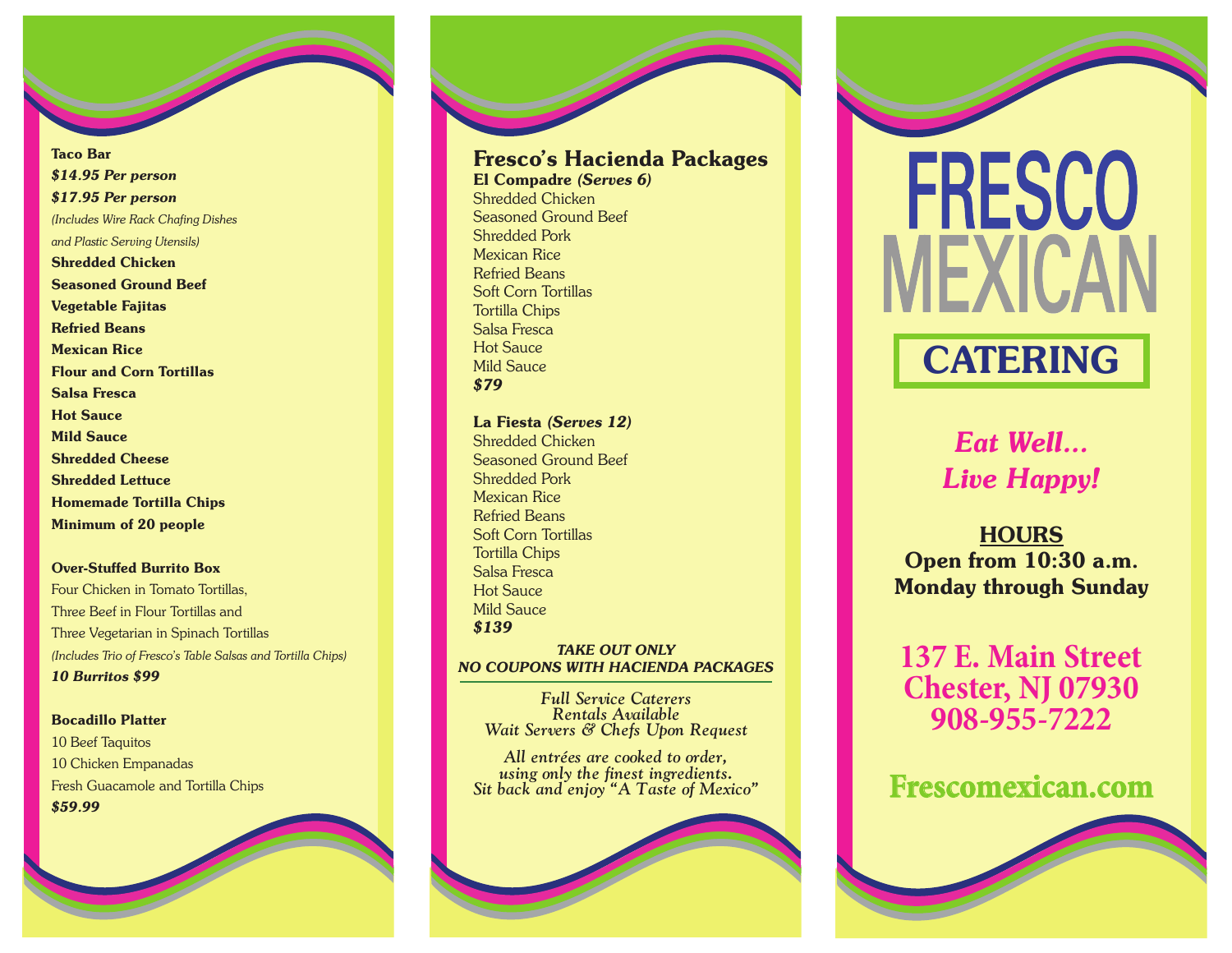**Taco Bar**

***$14.95 Per person***

***$17.95 Per person***

*(Includes Wire Rack Chafing Dishes and Plastic Serving Utensils)*

**Shredded Chicken**
**Seasoned Ground Beef**
**Vegetable Fajitas**
**Refried Beans**
**Mexican Rice**
**Flour and Corn Tortillas**
**Salsa Fresca**
**Hot Sauce**
**Mild Sauce**
**Shredded Cheese**
**Shredded Lettuce**
**Homemade Tortilla Chips**
**Minimum of 20 people**

**Over-Stuffed Burrito Box**

Four Chicken in Tomato Tortillas,
Three Beef in Flour Tortillas and
Three Vegetarian in Spinach Tortillas
*(Includes Trio of Fresco's Table Salsas and Tortilla Chips)*

***10 Burritos $99***

**Bocadillo Platter**

10 Beef Taquitos
10 Chicken Empanadas
Fresh Guacamole and Tortilla Chips

***$59.99***

## Fresco's Hacienda Packages

**El Compadre *(Serves 6)***

Shredded Chicken
Seasoned Ground Beef
Shredded Pork
Mexican Rice
Refried Beans
Soft Corn Tortillas
Tortilla Chips
Salsa Fresca
Hot Sauce
Mild Sauce

***$79***

**La Fiesta *(Serves 12)***

Shredded Chicken
Seasoned Ground Beef
Shredded Pork
Mexican Rice
Refried Beans
Soft Corn Tortillas
Tortilla Chips
Salsa Fresca
Hot Sauce
Mild Sauce

***$139***

***TAKE OUT ONLY***
***NO COUPONS WITH HACIENDA PACKAGES***

---

*Full Service Caterers*
*Rentals Available*
*Wait Servers & Chefs Upon Request*

*All entrées are cooked to order, using only the finest ingredients. Sit back and enjoy "A Taste of Mexico"*

# FRESCO MEXICAN

## CATERING

***Eat Well... Live Happy!***

**HOURS**
**Open from 10:30 a.m.**
**Monday through Sunday**

**137 E. Main Street**
**Chester, NJ 07930**
**908-955-7222**

**Frescomexican.com**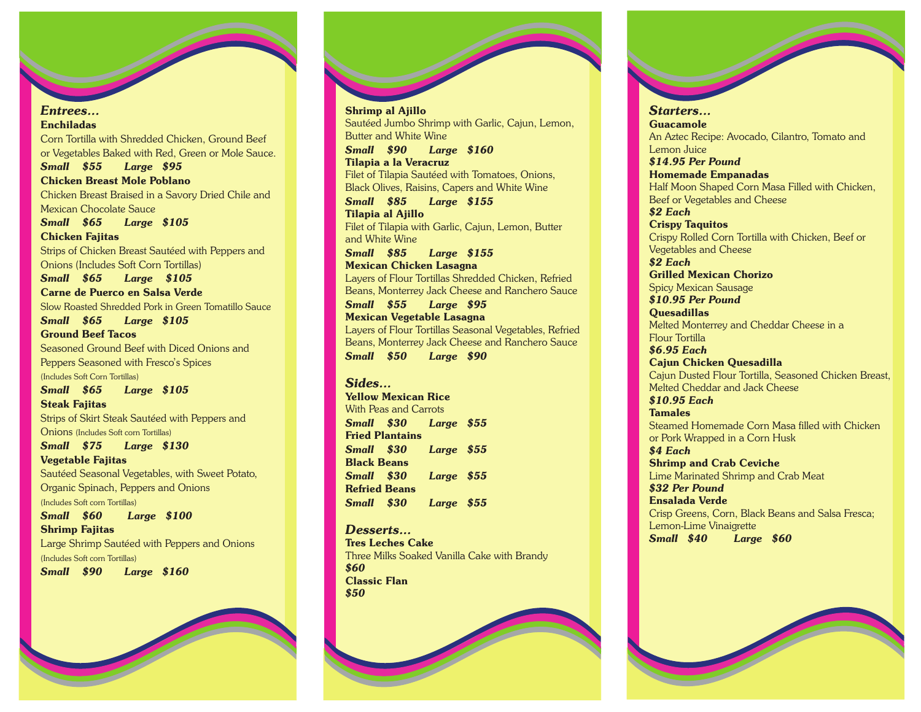## *Entrees...*

**Enchiladas**
Corn Tortilla with Shredded Chicken, Ground Beef or Vegetables Baked with Red, Green or Mole Sauce.
***Small $55 Large $95***

**Chicken Breast Mole Poblano**
Chicken Breast Braised in a Savory Dried Chile and Mexican Chocolate Sauce
***Small $65 Large $105***

**Chicken Fajitas**
Strips of Chicken Breast Sautéed with Peppers and Onions (Includes Soft Corn Tortillas)
***Small $65 Large $105***

**Carne de Puerco en Salsa Verde**
Slow Roasted Shredded Pork in Green Tomatillo Sauce
***Small $65 Large $105***

**Ground Beef Tacos**
Seasoned Ground Beef with Diced Onions and Peppers Seasoned with Fresco's Spices
(Includes Soft Corn Tortillas)
***Small $65 Large $105***

**Steak Fajitas**
Strips of Skirt Steak Sautéed with Peppers and Onions (Includes Soft corn Tortillas)
***Small $75 Large $130***

**Vegetable Fajitas**
Sautéed Seasonal Vegetables, with Sweet Potato, Organic Spinach, Peppers and Onions
(Includes Soft corn Tortillas)
***Small $60 Large $100***

**Shrimp Fajitas**
Large Shrimp Sautéed with Peppers and Onions
(Includes Soft corn Tortillas)
***Small $90 Large $160***

**Shrimp al Ajillo**
Sautéed Jumbo Shrimp with Garlic, Cajun, Lemon, Butter and White Wine
***Small $90 Large $160***

**Tilapia a la Veracruz**
Filet of Tilapia Sautéed with Tomatoes, Onions, Black Olives, Raisins, Capers and White Wine
***Small $85 Large $155***

**Tilapia al Ajillo**
Filet of Tilapia with Garlic, Cajun, Lemon, Butter and White Wine
***Small $85 Large $155***

**Mexican Chicken Lasagna**
Layers of Flour Tortillas Shredded Chicken, Refried Beans, Monterrey Jack Cheese and Ranchero Sauce
***Small $55 Large $95***

**Mexican Vegetable Lasagna**
Layers of Flour Tortillas Seasonal Vegetables, Refried Beans, Monterrey Jack Cheese and Ranchero Sauce
***Small $50 Large $90***

## *Sides...*

**Yellow Mexican Rice**
With Peas and Carrots
***Small $30 Large $55***

**Fried Plantains**
***Small $30 Large $55***

**Black Beans**
***Small $30 Large $55***

**Refried Beans**
***Small $30 Large $55***

## *Desserts...*

**Tres Leches Cake**
Three Milks Soaked Vanilla Cake with Brandy
***$60***

**Classic Flan**
***$50***

## *Starters...*

**Guacamole**
An Aztec Recipe: Avocado, Cilantro, Tomato and Lemon Juice
***$14.95 Per Pound***

**Homemade Empanadas**
Half Moon Shaped Corn Masa Filled with Chicken, Beef or Vegetables and Cheese
***$2 Each***

**Crispy Taquitos**
Crispy Rolled Corn Tortilla with Chicken, Beef or Vegetables and Cheese
***$2 Each***

**Grilled Mexican Chorizo**
Spicy Mexican Sausage
***$10.95 Per Pound***

**Quesadillas**
Melted Monterrey and Cheddar Cheese in a Flour Tortilla
***$6.95 Each***

**Cajun Chicken Quesadilla**
Cajun Dusted Flour Tortilla, Seasoned Chicken Breast, Melted Cheddar and Jack Cheese
***$10.95 Each***

**Tamales**
Steamed Homemade Corn Masa filled with Chicken or Pork Wrapped in a Corn Husk
***$4 Each***

**Shrimp and Crab Ceviche**
Lime Marinated Shrimp and Crab Meat
***$32 Per Pound***

**Ensalada Verde**
Crisp Greens, Corn, Black Beans and Salsa Fresca; Lemon-Lime Vinaigrette
***Small $40 Large $60***